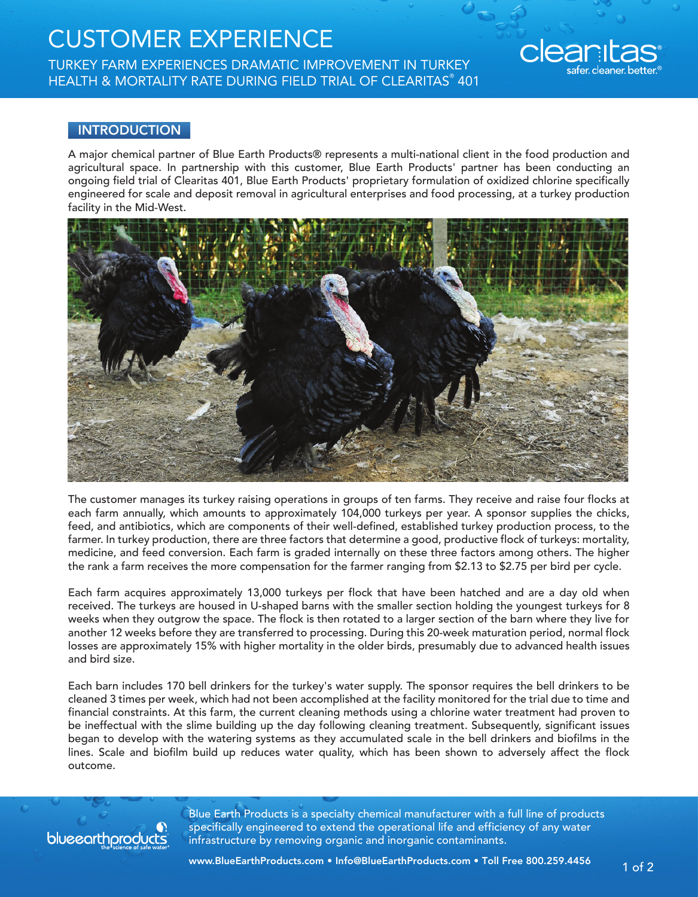# CUSTOMER EXPERIENCE

## TURKEY FARM EXPERIENCES DRAMATIC IMPROVEMENT IN TURKEY HEALTH & MORTALITY RATE DURING FIELD TRIAL OF CLEARITAS® 401

### INTRODUCTION

A major chemical partner of Blue Earth Products® represents a multi-national client in the food production and agricultural space. In partnership with this customer, Blue Earth Products' partner has been conducting an ongoing field trial of Clearitas 401, Blue Earth Products' proprietary formulation of oxidized chlorine specifically engineered for scale and deposit removal in agricultural enterprises and food processing, at a turkey production facility in the Mid-West.

The customer manages its turkey raising operations in groups of ten farms. They receive and raise four flocks at each farm annually, which amounts to approximately 104,000 turkeys per year. A sponsor supplies the chicks, feed, and antibiotics, which are components of their well-defined, established turkey production process, to the farmer. In turkey production, there are three factors that determine a good, productive flock of turkeys: mortality, medicine, and feed conversion. Each farm is graded internally on these three factors among others. The higher the rank a farm receives the more compensation for the farmer ranging from $2.13 to $2.75 per bird per cycle.

Each farm acquires approximately 13,000 turkeys per flock that have been hatched and are a day old when received. The turkeys are housed in U-shaped barns with the smaller section holding the youngest turkeys for 8 weeks when they outgrow the space. The flock is then rotated to a larger section of the barn where they live for another 12 weeks before they are transferred to processing. During this 20-week maturation period, normal flock losses are approximately 15% with higher mortality in the older birds, presumably due to advanced health issues and bird size.

Each barn includes 170 bell drinkers for the turkey's water supply. The sponsor requires the bell drinkers to be cleaned 3 times per week, which had not been accomplished at the facility monitored for the trial due to time and financial constraints. At this farm, the current cleaning methods using a chlorine water treatment had proven to be ineffectual with the slime building up the day following cleaning treatment. Subsequently, significant issues began to develop with the watering systems as they accumulated scale in the bell drinkers and biofilms in the lines. Scale and biofilm build up reduces water quality, which has been shown to adversely affect the flock outcome.

Blue Earth Products is a specialty chemical manufacturer with a full line of products specifically engineered to extend the operational life and efficiency of any water infrastructure by removing organic and inorganic contaminants.

www.BlueEarthProducts.com • Info@BlueEarthProducts.com • Toll Free 800.259.4456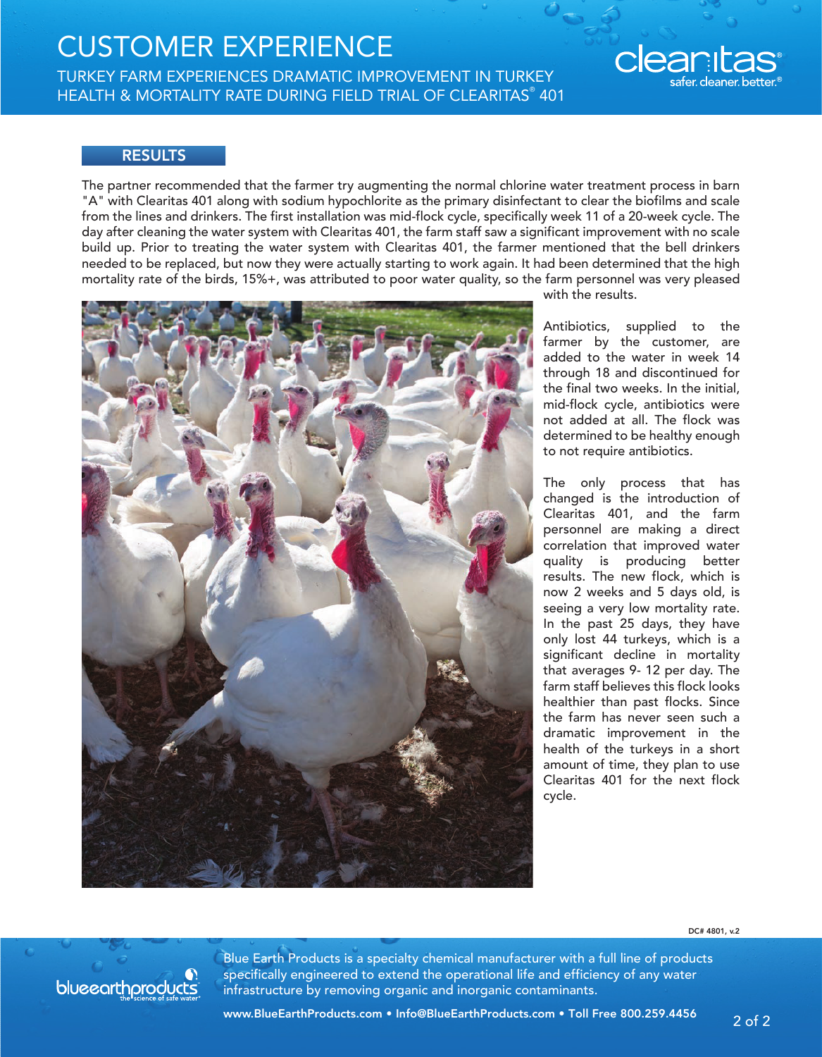# CUSTOMER EXPERIENCE

TURKEY FARM EXPERIENCES DRAMATIC IMPROVEMENT IN TURKEY HEALTH & MORTALITY RATE DURING FIELD TRIAL OF CLEARITAS® 401

## RESULTS

The partner recommended that the farmer try augmenting the normal chlorine water treatment process in barn "A" with Clearitas 401 along with sodium hypochlorite as the primary disinfectant to clear the biofilms and scale from the lines and drinkers. The first installation was mid-flock cycle, specifically week 11 of a 20-week cycle. The day after cleaning the water system with Clearitas 401, the farm staff saw a significant improvement with no scale build up. Prior to treating the water system with Clearitas 401, the farmer mentioned that the bell drinkers needed to be replaced, but now they were actually starting to work again. It had been determined that the high mortality rate of the birds, 15%+, was attributed to poor water quality, so the farm personnel was very pleased with the results.

Antibiotics, supplied to the farmer by the customer, are added to the water in week 14 through 18 and discontinued for the final two weeks. In the initial, mid-flock cycle, antibiotics were not added at all. The flock was determined to be healthy enough to not require antibiotics.

The only process that has changed is the introduction of Clearitas 401, and the farm personnel are making a direct correlation that improved water quality is producing better results. The new flock, which is now 2 weeks and 5 days old, is seeing a very low mortality rate. In the past 25 days, they have only lost 44 turkeys, which is a significant decline in mortality that averages 9- 12 per day. The farm staff believes this flock looks healthier than past flocks. Since the farm has never seen such a dramatic improvement in the health of the turkeys in a short amount of time, they plan to use Clearitas 401 for the next flock cycle.

DC# 4801, v.2

Blue Earth Products is a specialty chemical manufacturer with a full line of products specifically engineered to extend the operational life and efficiency of any water infrastructure by removing organic and inorganic contaminants.

www.BlueEarthProducts.com • Info@BlueEarthProducts.com • Toll Free 800.259.4456